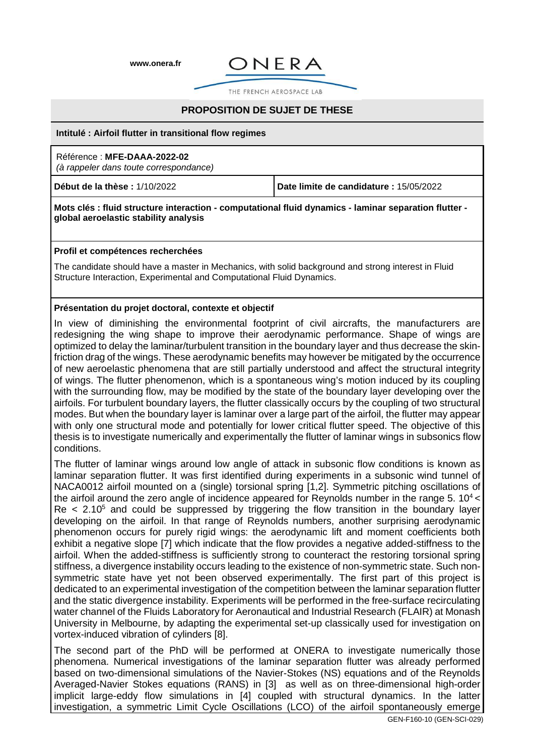www.onera.fr

ONERA

THE FRENCH AEROSPACE LAB

## PROPOSITION DE SUJET DE THESE

**Intitulé : Airfoil flutter in transitional flow regimes**

Référence : **MFE-DAAA-2022-02**
*(à rappeler dans toute correspondance)*

| **Début de la thèse :** 1/10/2022 | **Date limite de candidature :** 15/05/2022 |
| --- | --- |

**Mots clés : fluid structure interaction - computational fluid dynamics - laminar separation flutter - global aeroelastic stability analysis**

**Profil et compétences recherchées**

The candidate should have a master in Mechanics, with solid background and strong interest in Fluid Structure Interaction, Experimental and Computational Fluid Dynamics.

**Présentation du projet doctoral, contexte et objectif**

In view of diminishing the environmental footprint of civil aircrafts, the manufacturers are redesigning the wing shape to improve their aerodynamic performance. Shape of wings are optimized to delay the laminar/turbulent transition in the boundary layer and thus decrease the skin-friction drag of the wings. These aerodynamic benefits may however be mitigated by the occurrence of new aeroelastic phenomena that are still partially understood and affect the structural integrity of wings. The flutter phenomenon, which is a spontaneous wing's motion induced by its coupling with the surrounding flow, may be modified by the state of the boundary layer developing over the airfoils. For turbulent boundary layers, the flutter classically occurs by the coupling of two structural modes. But when the boundary layer is laminar over a large part of the airfoil, the flutter may appear with only one structural mode and potentially for lower critical flutter speed. The objective of this thesis is to investigate numerically and experimentally the flutter of laminar wings in subsonics flow conditions.

The flutter of laminar wings around low angle of attack in subsonic flow conditions is known as laminar separation flutter. It was first identified during experiments in a subsonic wind tunnel of NACA0012 airfoil mounted on a (single) torsional spring [1,2]. Symmetric pitching oscillations of the airfoil around the zero angle of incidence appeared for Reynolds number in the range $5.10^4 < Re < 2.10^5$ and could be suppressed by triggering the flow transition in the boundary layer developing on the airfoil. In that range of Reynolds numbers, another surprising aerodynamic phenomenon occurs for purely rigid wings: the aerodynamic lift and moment coefficients both exhibit a negative slope [7] which indicate that the flow provides a negative added-stiffness to the airfoil. When the added-stiffness is sufficiently strong to counteract the restoring torsional spring stiffness, a divergence instability occurs leading to the existence of non-symmetric state. Such non-symmetric state have yet not been observed experimentally. The first part of this project is dedicated to an experimental investigation of the competition between the laminar separation flutter and the static divergence instability. Experiments will be performed in the free-surface recirculating water channel of the Fluids Laboratory for Aeronautical and Industrial Research (FLAIR) at Monash University in Melbourne, by adapting the experimental set-up classically used for investigation on vortex-induced vibration of cylinders [8].

The second part of the PhD will be performed at ONERA to investigate numerically those phenomena. Numerical investigations of the laminar separation flutter was already performed based on two-dimensional simulations of the Navier-Stokes (NS) equations and of the Reynolds Averaged-Navier Stokes equations (RANS) in [3] as well as on three-dimensional high-order implicit large-eddy flow simulations in [4] coupled with structural dynamics. In the latter investigation, a symmetric Limit Cycle Oscillations (LCO) of the airfoil spontaneously emerge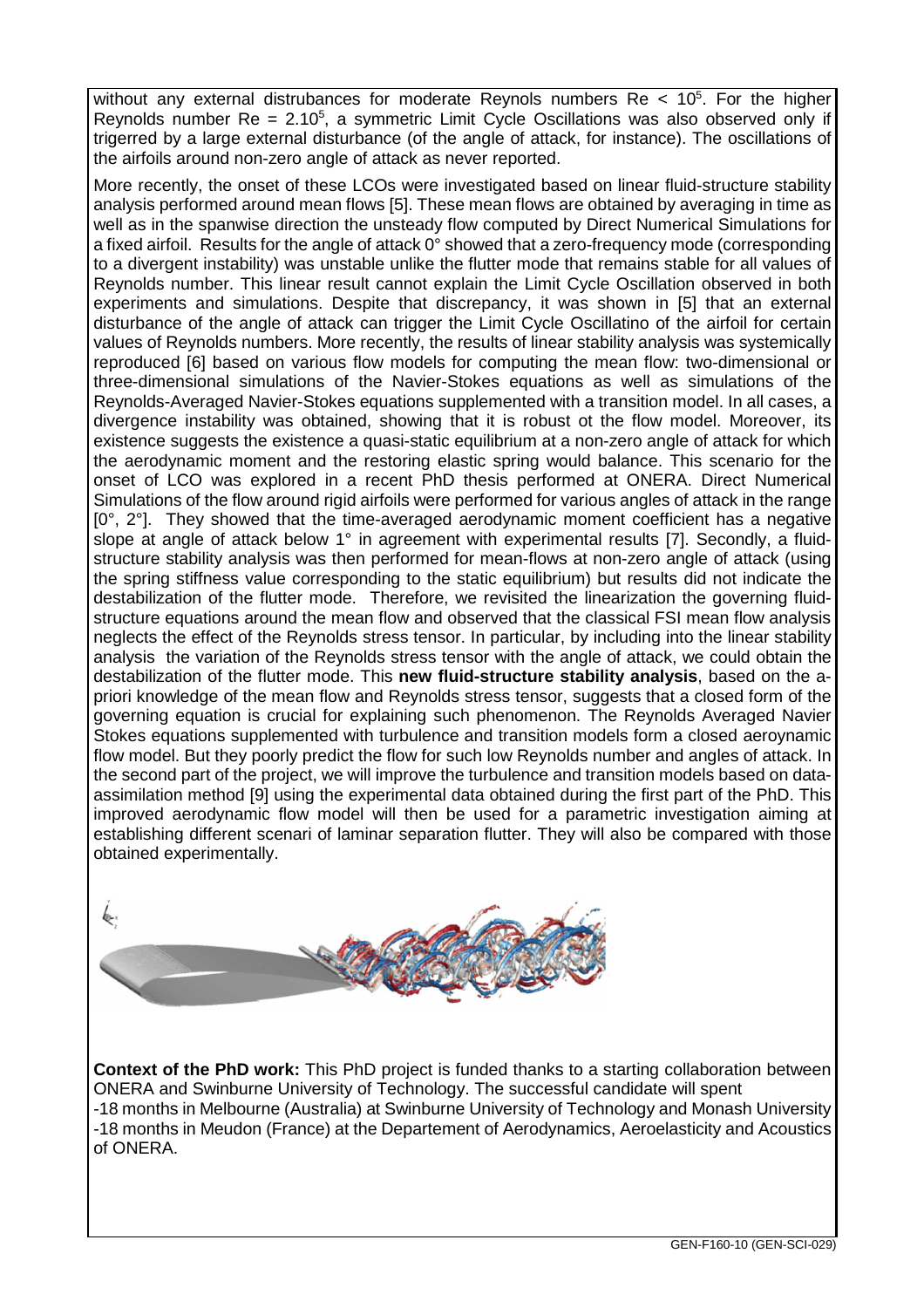without any external distrubances for moderate Reynols numbers Re < $10^5$. For the higher Reynolds number Re = $2.10^5$, a symmetric Limit Cycle Oscillations was also observed only if trigerred by a large external disturbance (of the angle of attack, for instance). The oscillations of the airfoils around non-zero angle of attack as never reported.

More recently, the onset of these LCOs were investigated based on linear fluid-structure stability analysis performed around mean flows [5]. These mean flows are obtained by averaging in time as well as in the spanwise direction the unsteady flow computed by Direct Numerical Simulations for a fixed airfoil. Results for the angle of attack 0° showed that a zero-frequency mode (corresponding to a divergent instability) was unstable unlike the flutter mode that remains stable for all values of Reynolds number. This linear result cannot explain the Limit Cycle Oscillation observed in both experiments and simulations. Despite that discrepancy, it was shown in [5] that an external disturbance of the angle of attack can trigger the Limit Cycle Oscillatino of the airfoil for certain values of Reynolds numbers. More recently, the results of linear stability analysis was systemically reproduced [6] based on various flow models for computing the mean flow: two-dimensional or three-dimensional simulations of the Navier-Stokes equations as well as simulations of the Reynolds-Averaged Navier-Stokes equations supplemented with a transition model. In all cases, a divergence instability was obtained, showing that it is robust ot the flow model. Moreover, its existence suggests the existence a quasi-static equilibrium at a non-zero angle of attack for which the aerodynamic moment and the restoring elastic spring would balance. This scenario for the onset of LCO was explored in a recent PhD thesis performed at ONERA. Direct Numerical Simulations of the flow around rigid airfoils were performed for various angles of attack in the range [0°, 2°]. They showed that the time-averaged aerodynamic moment coefficient has a negative slope at angle of attack below 1° in agreement with experimental results [7]. Secondly, a fluid-structure stability analysis was then performed for mean-flows at non-zero angle of attack (using the spring stiffness value corresponding to the static equilibrium) but results did not indicate the destabilization of the flutter mode. Therefore, we revisited the linearization the governing fluid-structure equations around the mean flow and observed that the classical FSI mean flow analysis neglects the effect of the Reynolds stress tensor. In particular, by including into the linear stability analysis the variation of the Reynolds stress tensor with the angle of attack, we could obtain the destabilization of the flutter mode. This **new fluid-structure stability analysis**, based on the a-priori knowledge of the mean flow and Reynolds stress tensor, suggests that a closed form of the governing equation is crucial for explaining such phenomenon. The Reynolds Averaged Navier Stokes equations supplemented with turbulence and transition models form a closed aeroynamic flow model. But they poorly predict the flow for such low Reynolds number and angles of attack. In the second part of the project, we will improve the turbulence and transition models based on data-assimilation method [9] using the experimental data obtained during the first part of the PhD. This improved aerodynamic flow model will then be used for a parametric investigation aiming at establishing different scenari of laminar separation flutter. They will also be compared with those obtained experimentally.

**Context of the PhD work:** This PhD project is funded thanks to a starting collaboration between ONERA and Swinburne University of Technology. The successful candidate will spent

-18 months in Melbourne (Australia) at Swinburne University of Technology and Monash University

-18 months in Meudon (France) at the Departement of Aerodynamics, Aeroelasticity and Acoustics of ONERA.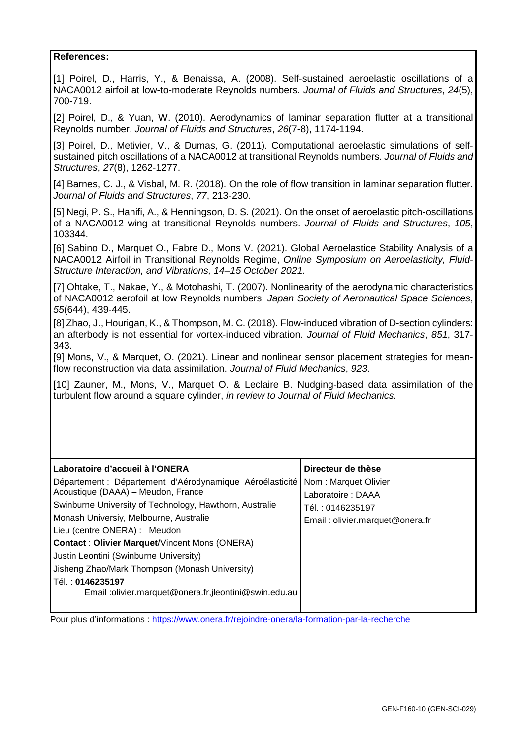**References:**

[1] Poirel, D., Harris, Y., & Benaissa, A. (2008). Self-sustained aeroelastic oscillations of a NACA0012 airfoil at low-to-moderate Reynolds numbers. *Journal of Fluids and Structures*, *24*(5), 700-719.

[2] Poirel, D., & Yuan, W. (2010). Aerodynamics of laminar separation flutter at a transitional Reynolds number. *Journal of Fluids and Structures*, *26*(7-8), 1174-1194.

[3] Poirel, D., Metivier, V., & Dumas, G. (2011). Computational aeroelastic simulations of self-sustained pitch oscillations of a NACA0012 at transitional Reynolds numbers. *Journal of Fluids and Structures*, *27*(8), 1262-1277.

[4] Barnes, C. J., & Visbal, M. R. (2018). On the role of flow transition in laminar separation flutter. *Journal of Fluids and Structures*, *77*, 213-230.

[5] Negi, P. S., Hanifi, A., & Henningson, D. S. (2021). On the onset of aeroelastic pitch-oscillations of a NACA0012 wing at transitional Reynolds numbers. *Journal of Fluids and Structures*, *105*, 103344.

[6] Sabino D., Marquet O., Fabre D., Mons V. (2021). Global Aeroelastice Stability Analysis of a NACA0012 Airfoil in Transitional Reynolds Regime, *Online Symposium on Aeroelasticity, Fluid-Structure Interaction, and Vibrations, 14–15 October 2021.*

[7] Ohtake, T., Nakae, Y., & Motohashi, T. (2007). Nonlinearity of the aerodynamic characteristics of NACA0012 aerofoil at low Reynolds numbers. *Japan Society of Aeronautical Space Sciences*, *55*(644), 439-445.

[8] Zhao, J., Hourigan, K., & Thompson, M. C. (2018). Flow-induced vibration of D-section cylinders: an afterbody is not essential for vortex-induced vibration. *Journal of Fluid Mechanics*, *851*, 317-343.

[9] Mons, V., & Marquet, O. (2021). Linear and nonlinear sensor placement strategies for mean-flow reconstruction via data assimilation. *Journal of Fluid Mechanics*, *923*.

[10] Zauner, M., Mons, V., Marquet O. & Leclaire B. Nudging-based data assimilation of the turbulent flow around a square cylinder, *in review to Journal of Fluid Mechanics.*

| **Laboratoire d'accueil à l'ONERA** | **Directeur de thèse** |
|---|---|
| Département : Département d'Aérodynamique Aéroélasticité Acoustique (DAAA) – Meudon, France<br>Swinburne University of Technology, Hawthorn, Australie<br>Monash Universiy, Melbourne, Australie<br>Lieu (centre ONERA) : Meudon<br>**Contact** : **Olivier Marquet**/Vincent Mons (ONERA)<br>Justin Leontini (Swinburne University)<br>Jisheng Zhao/Mark Thompson (Monash University)<br>Tél. : **0146235197**<br>Email :olivier.marquet@onera.fr,jleontini@swin.edu.au | Nom : Marquet Olivier<br>Laboratoire : DAAA<br>Tél. : 0146235197<br>Email : olivier.marquet@onera.fr |

Pour plus d'informations : https://www.onera.fr/rejoindre-onera/la-formation-par-la-recherche

GEN-F160-10 (GEN-SCI-029)